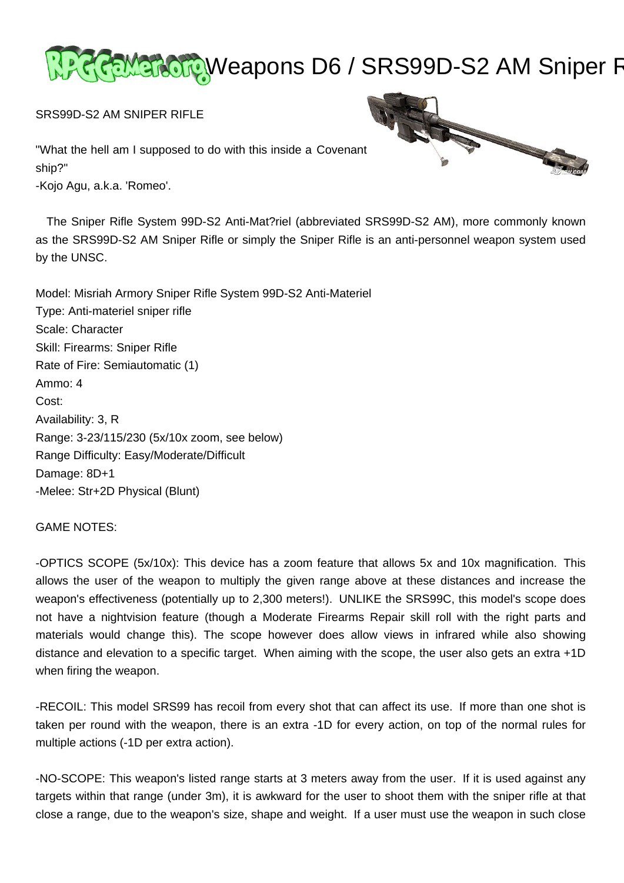# Weapons D6 / SRS99D-S2 AM Sniper R

SRS99D-S2 AM SNIPER RIFLE

"What the hell am I supposed to do with this inside a Covenant ship?"
-Kojo Agu, a.k.a. 'Romeo'.

The Sniper Rifle System 99D-S2 Anti-Mat?riel (abbreviated SRS99D-S2 AM), more commonly known as the SRS99D-S2 AM Sniper Rifle or simply the Sniper Rifle is an anti-personnel weapon system used by the UNSC.

Model: Misriah Armory Sniper Rifle System 99D-S2 Anti-Materiel
Type: Anti-materiel sniper rifle
Scale: Character
Skill: Firearms: Sniper Rifle
Rate of Fire: Semiautomatic (1)
Ammo: 4
Cost:
Availability: 3, R
Range: 3-23/115/230 (5x/10x zoom, see below)
Range Difficulty: Easy/Moderate/Difficult
Damage: 8D+1
-Melee: Str+2D Physical (Blunt)

GAME NOTES:

-OPTICS SCOPE (5x/10x): This device has a zoom feature that allows 5x and 10x magnification. This allows the user of the weapon to multiply the given range above at these distances and increase the weapon's effectiveness (potentially up to 2,300 meters!). UNLIKE the SRS99C, this model's scope does not have a nightvision feature (though a Moderate Firearms Repair skill roll with the right parts and materials would change this). The scope however does allow views in infrared while also showing distance and elevation to a specific target. When aiming with the scope, the user also gets an extra +1D when firing the weapon.

-RECOIL: This model SRS99 has recoil from every shot that can affect its use. If more than one shot is taken per round with the weapon, there is an extra -1D for every action, on top of the normal rules for multiple actions (-1D per extra action).

-NO-SCOPE: This weapon's listed range starts at 3 meters away from the user. If it is used against any targets within that range (under 3m), it is awkward for the user to shoot them with the sniper rifle at that close a range, due to the weapon's size, shape and weight. If a user must use the weapon in such close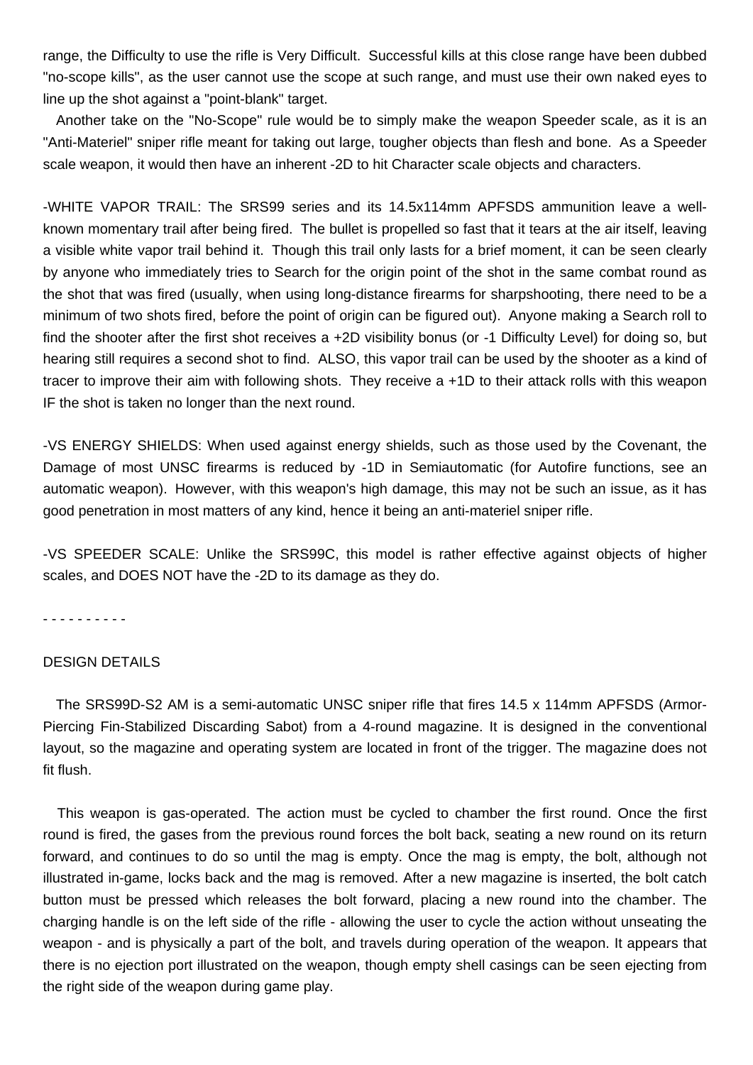range, the Difficulty to use the rifle is Very Difficult. Successful kills at this close range have been dubbed "no-scope kills", as the user cannot use the scope at such range, and must use their own naked eyes to line up the shot against a "point-blank" target.

Another take on the "No-Scope" rule would be to simply make the weapon Speeder scale, as it is an "Anti-Materiel" sniper rifle meant for taking out large, tougher objects than flesh and bone. As a Speeder scale weapon, it would then have an inherent -2D to hit Character scale objects and characters.

-WHITE VAPOR TRAIL: The SRS99 series and its 14.5x114mm APFSDS ammunition leave a well-known momentary trail after being fired. The bullet is propelled so fast that it tears at the air itself, leaving a visible white vapor trail behind it. Though this trail only lasts for a brief moment, it can be seen clearly by anyone who immediately tries to Search for the origin point of the shot in the same combat round as the shot that was fired (usually, when using long-distance firearms for sharpshooting, there need to be a minimum of two shots fired, before the point of origin can be figured out). Anyone making a Search roll to find the shooter after the first shot receives a +2D visibility bonus (or -1 Difficulty Level) for doing so, but hearing still requires a second shot to find. ALSO, this vapor trail can be used by the shooter as a kind of tracer to improve their aim with following shots. They receive a +1D to their attack rolls with this weapon IF the shot is taken no longer than the next round.

-VS ENERGY SHIELDS: When used against energy shields, such as those used by the Covenant, the Damage of most UNSC firearms is reduced by -1D in Semiautomatic (for Autofire functions, see an automatic weapon). However, with this weapon's high damage, this may not be such an issue, as it has good penetration in most matters of any kind, hence it being an anti-materiel sniper rifle.

-VS SPEEDER SCALE: Unlike the SRS99C, this model is rather effective against objects of higher scales, and DOES NOT have the -2D to its damage as they do.

- - - - - - - - - -

DESIGN DETAILS

The SRS99D-S2 AM is a semi-automatic UNSC sniper rifle that fires 14.5 x 114mm APFSDS (Armor-Piercing Fin-Stabilized Discarding Sabot) from a 4-round magazine. It is designed in the conventional layout, so the magazine and operating system are located in front of the trigger. The magazine does not fit flush.

This weapon is gas-operated. The action must be cycled to chamber the first round. Once the first round is fired, the gases from the previous round forces the bolt back, seating a new round on its return forward, and continues to do so until the mag is empty. Once the mag is empty, the bolt, although not illustrated in-game, locks back and the mag is removed. After a new magazine is inserted, the bolt catch button must be pressed which releases the bolt forward, placing a new round into the chamber. The charging handle is on the left side of the rifle - allowing the user to cycle the action without unseating the weapon - and is physically a part of the bolt, and travels during operation of the weapon. It appears that there is no ejection port illustrated on the weapon, though empty shell casings can be seen ejecting from the right side of the weapon during game play.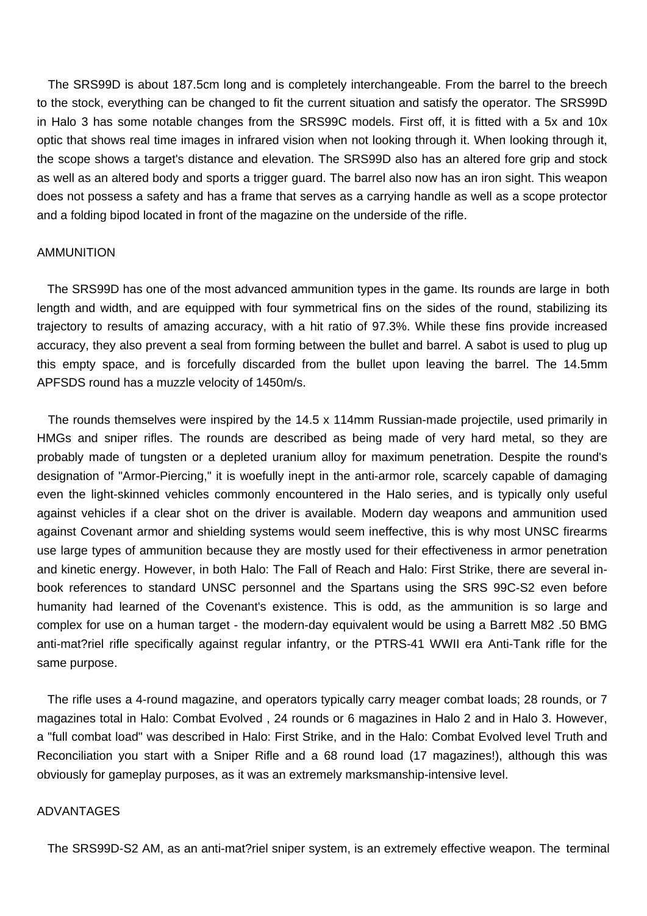The SRS99D is about 187.5cm long and is completely interchangeable. From the barrel to the breech to the stock, everything can be changed to fit the current situation and satisfy the operator. The SRS99D in Halo 3 has some notable changes from the SRS99C models. First off, it is fitted with a 5x and 10x optic that shows real time images in infrared vision when not looking through it. When looking through it, the scope shows a target's distance and elevation. The SRS99D also has an altered fore grip and stock as well as an altered body and sports a trigger guard. The barrel also now has an iron sight. This weapon does not possess a safety and has a frame that serves as a carrying handle as well as a scope protector and a folding bipod located in front of the magazine on the underside of the rifle.

## AMMUNITION

The SRS99D has one of the most advanced ammunition types in the game. Its rounds are large in both length and width, and are equipped with four symmetrical fins on the sides of the round, stabilizing its trajectory to results of amazing accuracy, with a hit ratio of 97.3%. While these fins provide increased accuracy, they also prevent a seal from forming between the bullet and barrel. A sabot is used to plug up this empty space, and is forcefully discarded from the bullet upon leaving the barrel. The 14.5mm APFSDS round has a muzzle velocity of 1450m/s.

The rounds themselves were inspired by the 14.5 x 114mm Russian-made projectile, used primarily in HMGs and sniper rifles. The rounds are described as being made of very hard metal, so they are probably made of tungsten or a depleted uranium alloy for maximum penetration. Despite the round's designation of "Armor-Piercing," it is woefully inept in the anti-armor role, scarcely capable of damaging even the light-skinned vehicles commonly encountered in the Halo series, and is typically only useful against vehicles if a clear shot on the driver is available. Modern day weapons and ammunition used against Covenant armor and shielding systems would seem ineffective, this is why most UNSC firearms use large types of ammunition because they are mostly used for their effectiveness in armor penetration and kinetic energy. However, in both Halo: The Fall of Reach and Halo: First Strike, there are several in-book references to standard UNSC personnel and the Spartans using the SRS 99C-S2 even before humanity had learned of the Covenant's existence. This is odd, as the ammunition is so large and complex for use on a human target - the modern-day equivalent would be using a Barrett M82 .50 BMG anti-mat?riel rifle specifically against regular infantry, or the PTRS-41 WWII era Anti-Tank rifle for the same purpose.

The rifle uses a 4-round magazine, and operators typically carry meager combat loads; 28 rounds, or 7 magazines total in Halo: Combat Evolved , 24 rounds or 6 magazines in Halo 2 and in Halo 3. However, a "full combat load" was described in Halo: First Strike, and in the Halo: Combat Evolved level Truth and Reconciliation you start with a Sniper Rifle and a 68 round load (17 magazines!), although this was obviously for gameplay purposes, as it was an extremely marksmanship-intensive level.

## ADVANTAGES

The SRS99D-S2 AM, as an anti-mat?riel sniper system, is an extremely effective weapon. The terminal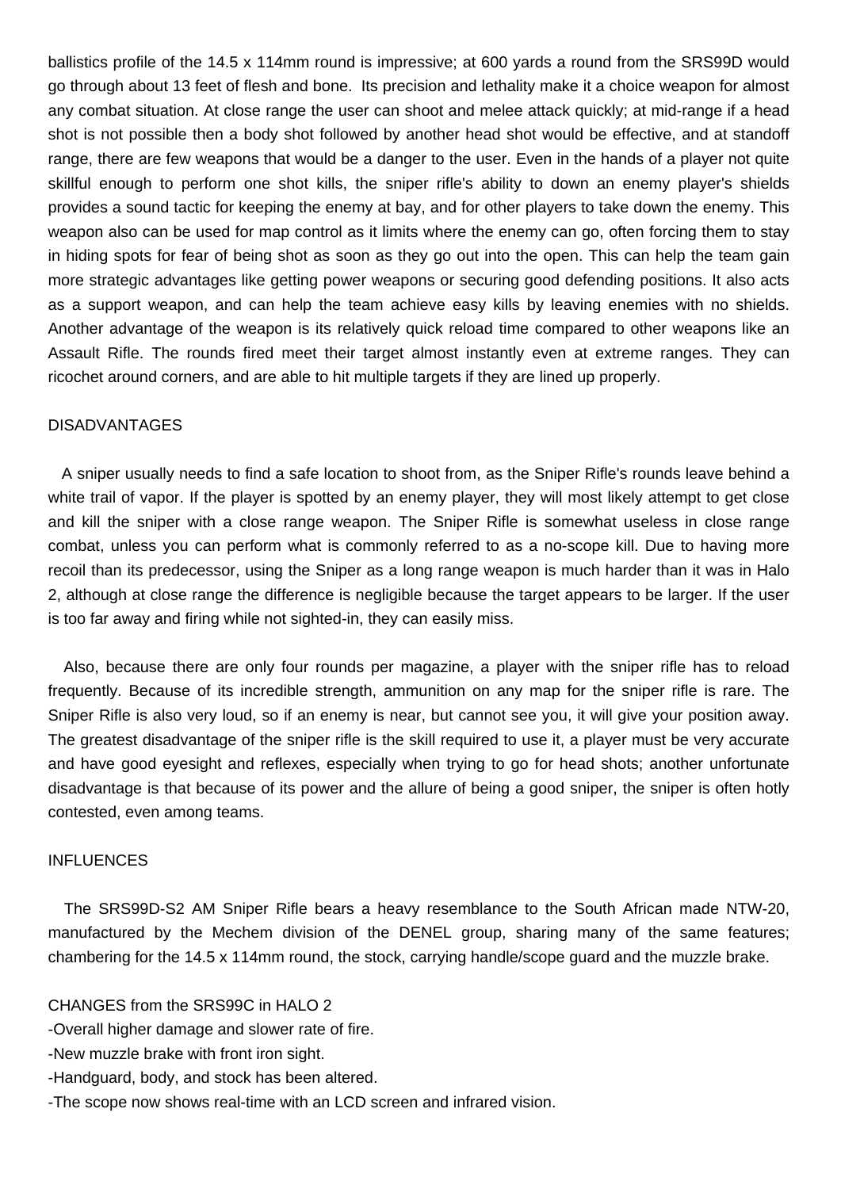ballistics profile of the 14.5 x 114mm round is impressive; at 600 yards a round from the SRS99D would go through about 13 feet of flesh and bone. Its precision and lethality make it a choice weapon for almost any combat situation. At close range the user can shoot and melee attack quickly; at mid-range if a head shot is not possible then a body shot followed by another head shot would be effective, and at standoff range, there are few weapons that would be a danger to the user. Even in the hands of a player not quite skillful enough to perform one shot kills, the sniper rifle's ability to down an enemy player's shields provides a sound tactic for keeping the enemy at bay, and for other players to take down the enemy. This weapon also can be used for map control as it limits where the enemy can go, often forcing them to stay in hiding spots for fear of being shot as soon as they go out into the open. This can help the team gain more strategic advantages like getting power weapons or securing good defending positions. It also acts as a support weapon, and can help the team achieve easy kills by leaving enemies with no shields. Another advantage of the weapon is its relatively quick reload time compared to other weapons like an Assault Rifle. The rounds fired meet their target almost instantly even at extreme ranges. They can ricochet around corners, and are able to hit multiple targets if they are lined up properly.

## DISADVANTAGES

A sniper usually needs to find a safe location to shoot from, as the Sniper Rifle's rounds leave behind a white trail of vapor. If the player is spotted by an enemy player, they will most likely attempt to get close and kill the sniper with a close range weapon. The Sniper Rifle is somewhat useless in close range combat, unless you can perform what is commonly referred to as a no-scope kill. Due to having more recoil than its predecessor, using the Sniper as a long range weapon is much harder than it was in Halo 2, although at close range the difference is negligible because the target appears to be larger. If the user is too far away and firing while not sighted-in, they can easily miss.

Also, because there are only four rounds per magazine, a player with the sniper rifle has to reload frequently. Because of its incredible strength, ammunition on any map for the sniper rifle is rare. The Sniper Rifle is also very loud, so if an enemy is near, but cannot see you, it will give your position away. The greatest disadvantage of the sniper rifle is the skill required to use it, a player must be very accurate and have good eyesight and reflexes, especially when trying to go for head shots; another unfortunate disadvantage is that because of its power and the allure of being a good sniper, the sniper is often hotly contested, even among teams.

## INFLUENCES

The SRS99D-S2 AM Sniper Rifle bears a heavy resemblance to the South African made NTW-20, manufactured by the Mechem division of the DENEL group, sharing many of the same features; chambering for the 14.5 x 114mm round, the stock, carrying handle/scope guard and the muzzle brake.

## CHANGES from the SRS99C in HALO 2

- Overall higher damage and slower rate of fire.
- New muzzle brake with front iron sight.
- Handguard, body, and stock has been altered.
- The scope now shows real-time with an LCD screen and infrared vision.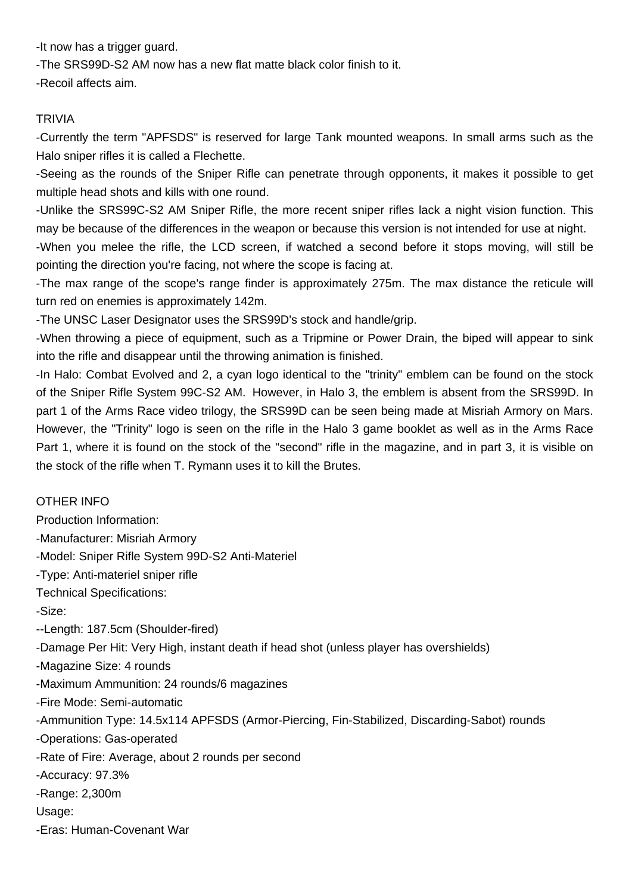-It now has a trigger guard.
-The SRS99D-S2 AM now has a new flat matte black color finish to it.
-Recoil affects aim.

TRIVIA

-Currently the term "APFSDS" is reserved for large Tank mounted weapons. In small arms such as the Halo sniper rifles it is called a Flechette.
-Seeing as the rounds of the Sniper Rifle can penetrate through opponents, it makes it possible to get multiple head shots and kills with one round.
-Unlike the SRS99C-S2 AM Sniper Rifle, the more recent sniper rifles lack a night vision function. This may be because of the differences in the weapon or because this version is not intended for use at night.
-When you melee the rifle, the LCD screen, if watched a second before it stops moving, will still be pointing the direction you're facing, not where the scope is facing at.
-The max range of the scope's range finder is approximately 275m. The max distance the reticule will turn red on enemies is approximately 142m.
-The UNSC Laser Designator uses the SRS99D's stock and handle/grip.
-When throwing a piece of equipment, such as a Tripmine or Power Drain, the biped will appear to sink into the rifle and disappear until the throwing animation is finished.
-In Halo: Combat Evolved and 2, a cyan logo identical to the "trinity" emblem can be found on the stock of the Sniper Rifle System 99C-S2 AM. However, in Halo 3, the emblem is absent from the SRS99D. In part 1 of the Arms Race video trilogy, the SRS99D can be seen being made at Misriah Armory on Mars. However, the "Trinity" logo is seen on the rifle in the Halo 3 game booklet as well as in the Arms Race Part 1, where it is found on the stock of the "second" rifle in the magazine, and in part 3, it is visible on the stock of the rifle when T. Rymann uses it to kill the Brutes.

OTHER INFO

Production Information:
-Manufacturer: Misriah Armory
-Model: Sniper Rifle System 99D-S2 Anti-Materiel
-Type: Anti-materiel sniper rifle
Technical Specifications:
-Size:
--Length: 187.5cm (Shoulder-fired)
-Damage Per Hit: Very High, instant death if head shot (unless player has overshields)
-Magazine Size: 4 rounds
-Maximum Ammunition: 24 rounds/6 magazines
-Fire Mode: Semi-automatic
-Ammunition Type: 14.5x114 APFSDS (Armor-Piercing, Fin-Stabilized, Discarding-Sabot) rounds
-Operations: Gas-operated
-Rate of Fire: Average, about 2 rounds per second
-Accuracy: 97.3%
-Range: 2,300m
Usage:
-Eras: Human-Covenant War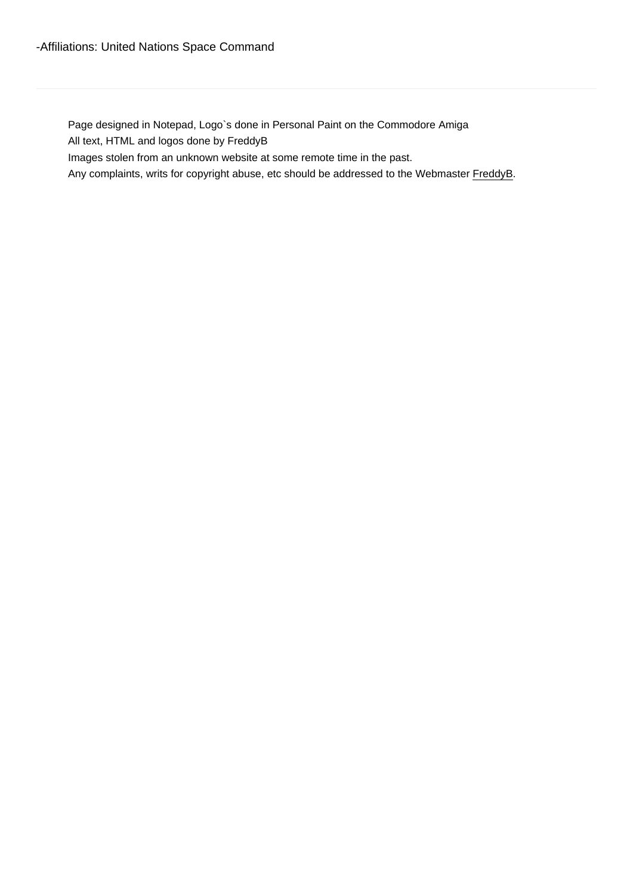-Affiliations: United Nations Space Command

---

Page designed in Notepad, Logo`s done in Personal Paint on the Commodore Amiga

All text, HTML and logos done by FreddyB

Images stolen from an unknown website at some remote time in the past.

Any complaints, writs for copyright abuse, etc should be addressed to the Webmaster FreddyB.